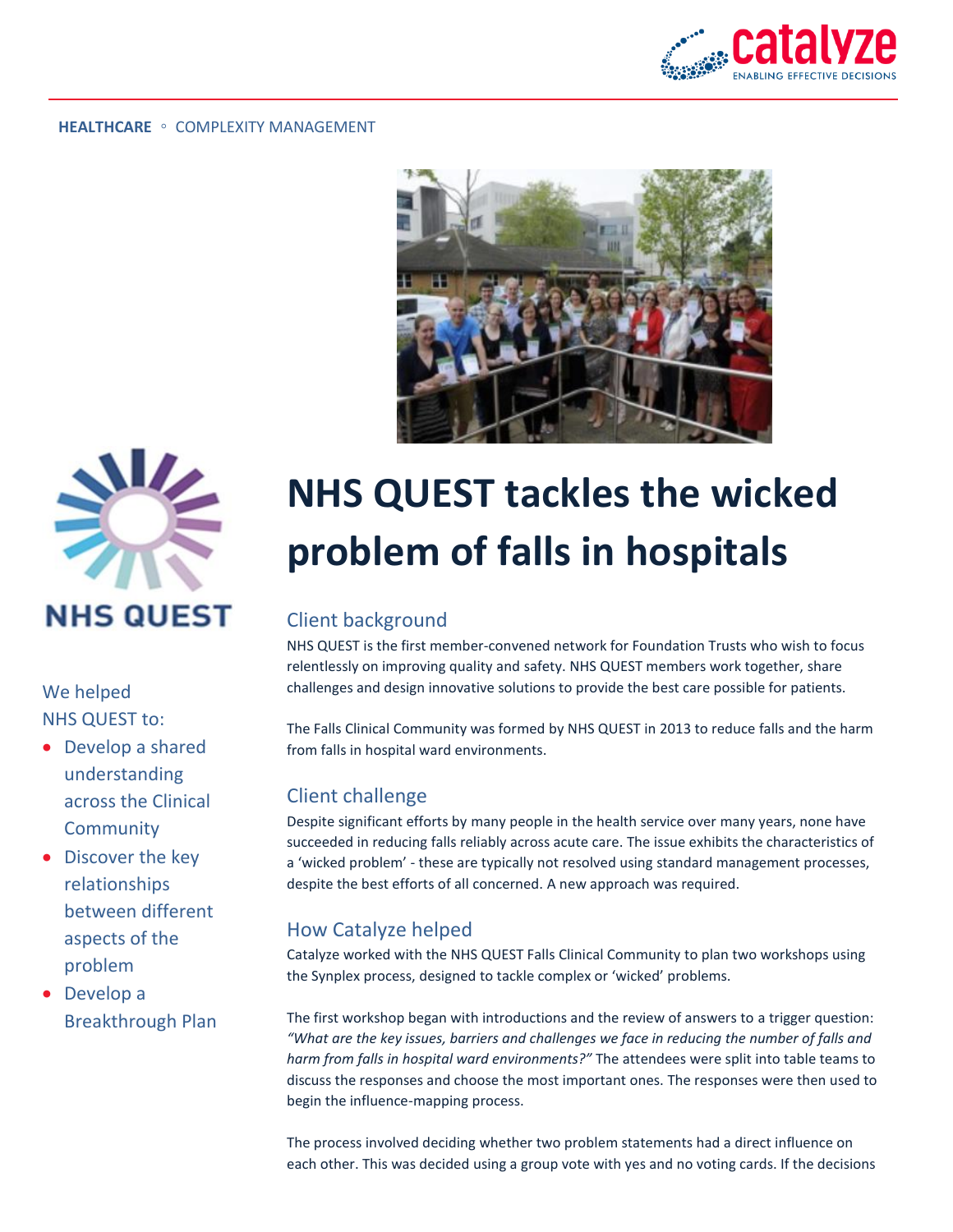HEALTHCARE ◦ COMPLEXITY MANAGEMENT

# NHS QUEST tackles the wicked problem of falls in hospitals

We helped NHS QUEST to:

- Develop a shared understanding across the Clinical Community
- Discover the key relationships between different aspects of the problem
- Develop a Breakthrough Plan

## Client background

NHS QUEST is the first member-convened network for Foundation Trusts who wish to focus relentlessly on improving quality and safety. NHS QUEST members work together, share challenges and design innovative solutions to provide the best care possible for patients.

The Falls Clinical Community was formed by NHS QUEST in 2013 to reduce falls and the harm from falls in hospital ward environments.

## Client challenge

Despite significant efforts by many people in the health service over many years, none have succeeded in reducing falls reliably across acute care. The issue exhibits the characteristics of a 'wicked problem' - these are typically not resolved using standard management processes, despite the best efforts of all concerned. A new approach was required.

## How Catalyze helped

Catalyze worked with the NHS QUEST Falls Clinical Community to plan two workshops using the Synplex process, designed to tackle complex or 'wicked' problems.

The first workshop began with introductions and the review of answers to a trigger question: *"What are the key issues, barriers and challenges we face in reducing the number of falls and harm from falls in hospital ward environments?"* The attendees were split into table teams to discuss the responses and choose the most important ones. The responses were then used to begin the influence-mapping process.

The process involved deciding whether two problem statements had a direct influence on each other. This was decided using a group vote with yes and no voting cards. If the decisions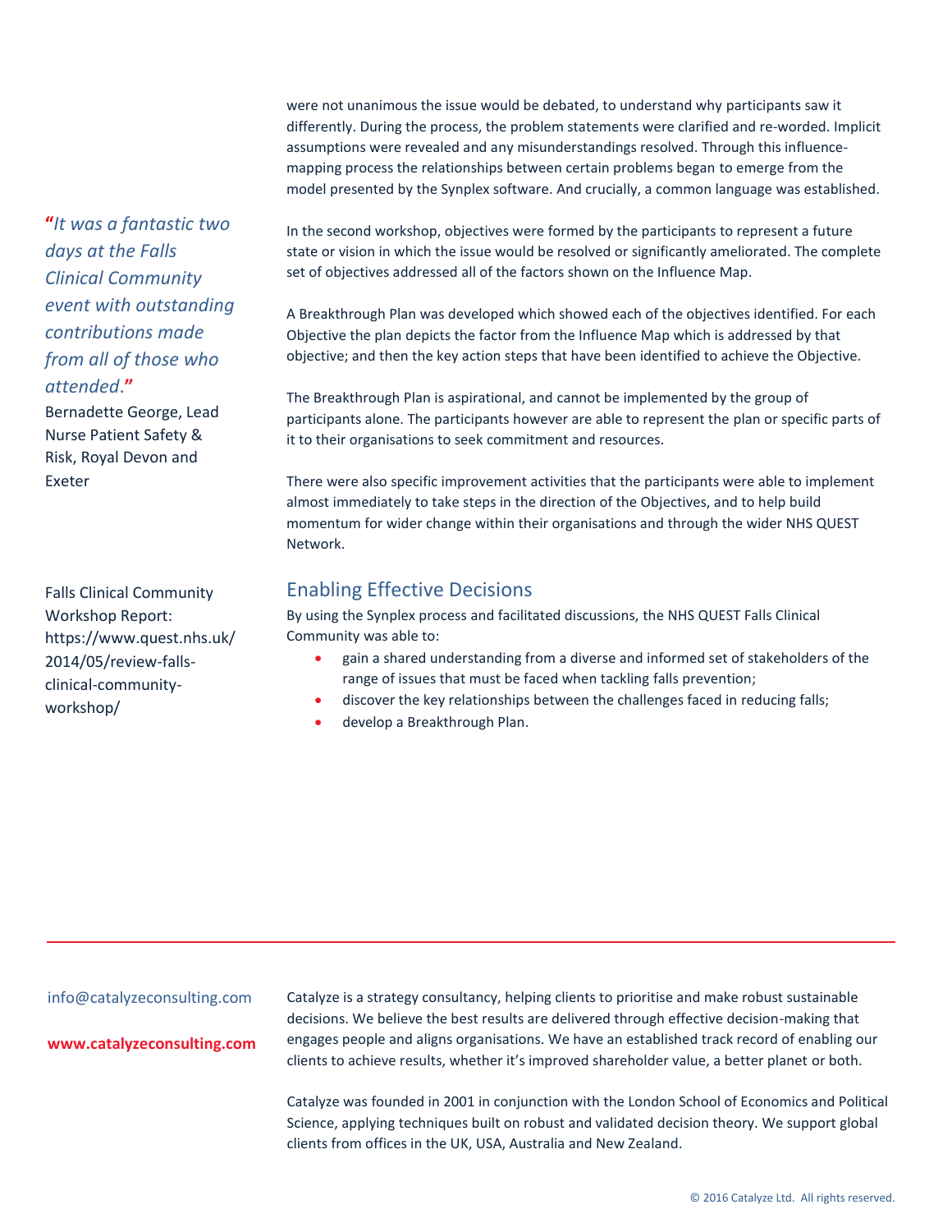were not unanimous the issue would be debated, to understand why participants saw it differently. During the process, the problem statements were clarified and re-worded. Implicit assumptions were revealed and any misunderstandings resolved. Through this influence-mapping process the relationships between certain problems began to emerge from the model presented by the Synplex software. And crucially, a common language was established.

> *"It was a fantastic two days at the Falls Clinical Community event with outstanding contributions made from all of those who attended."*
>
> Bernadette George, Lead Nurse Patient Safety & Risk, Royal Devon and Exeter

In the second workshop, objectives were formed by the participants to represent a future state or vision in which the issue would be resolved or significantly ameliorated. The complete set of objectives addressed all of the factors shown on the Influence Map.

A Breakthrough Plan was developed which showed each of the objectives identified. For each Objective the plan depicts the factor from the Influence Map which is addressed by that objective; and then the key action steps that have been identified to achieve the Objective.

The Breakthrough Plan is aspirational, and cannot be implemented by the group of participants alone. The participants however are able to represent the plan or specific parts of it to their organisations to seek commitment and resources.

There were also specific improvement activities that the participants were able to implement almost immediately to take steps in the direction of the Objectives, and to help build momentum for wider change within their organisations and through the wider NHS QUEST Network.

Falls Clinical Community Workshop Report: https://www.quest.nhs.uk/2014/05/review-falls-clinical-community-workshop/

## Enabling Effective Decisions

By using the Synplex process and facilitated discussions, the NHS QUEST Falls Clinical Community was able to:

- gain a shared understanding from a diverse and informed set of stakeholders of the range of issues that must be faced when tackling falls prevention;
- discover the key relationships between the challenges faced in reducing falls;
- develop a Breakthrough Plan.

---

info@catalyzeconsulting.com

**www.catalyzeconsulting.com**

Catalyze is a strategy consultancy, helping clients to prioritise and make robust sustainable decisions. We believe the best results are delivered through effective decision-making that engages people and aligns organisations. We have an established track record of enabling our clients to achieve results, whether it's improved shareholder value, a better planet or both.

Catalyze was founded in 2001 in conjunction with the London School of Economics and Political Science, applying techniques built on robust and validated decision theory. We support global clients from offices in the UK, USA, Australia and New Zealand.

© 2016 Catalyze Ltd. All rights reserved.